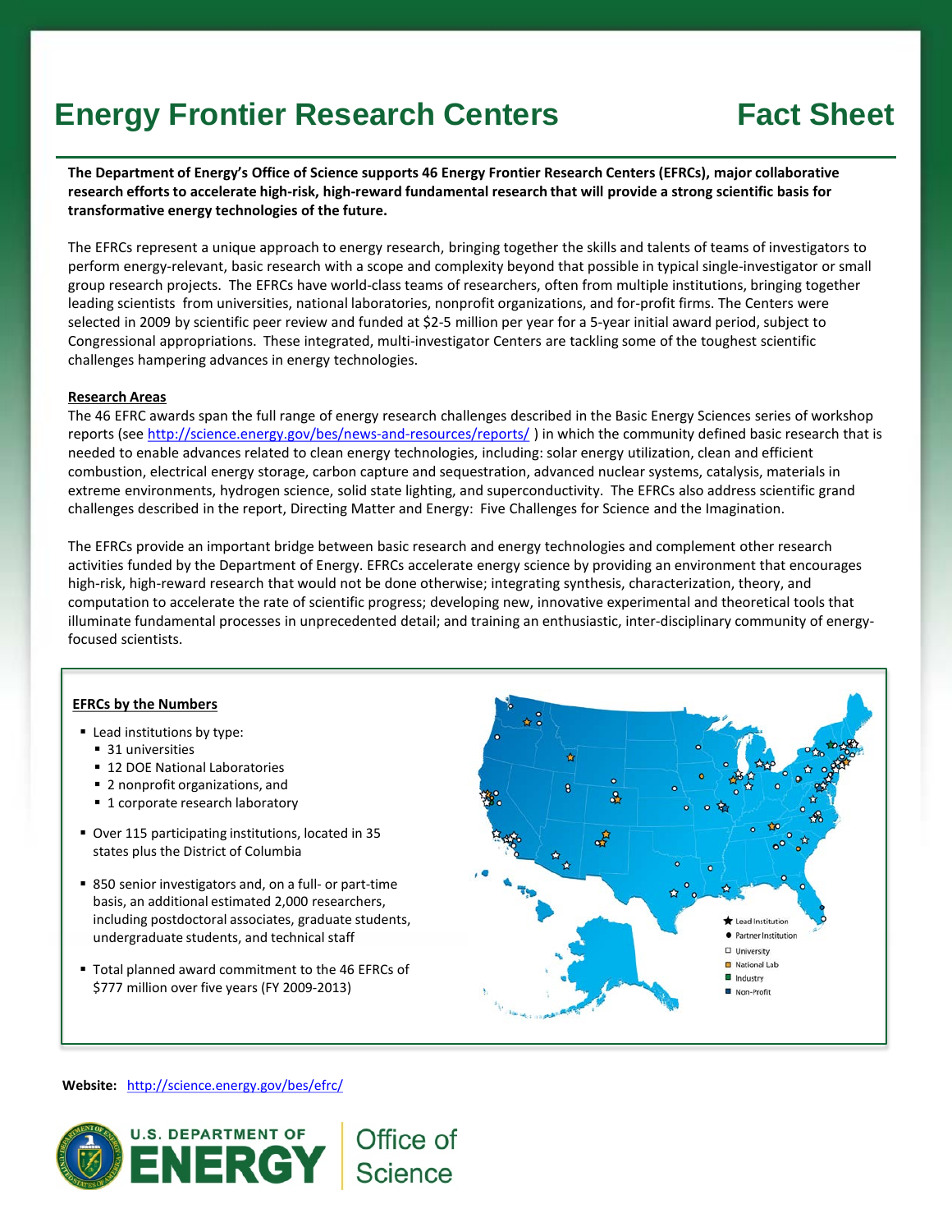# Energy Frontier Research Centers Fact Sheet

**The Department of Energy's Office of Science supports 46 Energy Frontier Research Centers (EFRCs), major collaborative research efforts to accelerate high-risk, high-reward fundamental research that will provide a strong scientific basis for transformative energy technologies of the future.**

The EFRCs represent a unique approach to energy research, bringing together the skills and talents of teams of investigators to perform energy-relevant, basic research with a scope and complexity beyond that possible in typical single-investigator or small group research projects. The EFRCs have world-class teams of researchers, often from multiple institutions, bringing together leading scientists from universities, national laboratories, nonprofit organizations, and for-profit firms. The Centers were selected in 2009 by scientific peer review and funded at $2-5 million per year for a 5-year initial award period, subject to Congressional appropriations. These integrated, multi-investigator Centers are tackling some of the toughest scientific challenges hampering advances in energy technologies.

## Research Areas

The 46 EFRC awards span the full range of energy research challenges described in the Basic Energy Sciences series of workshop reports (see http://science.energy.gov/bes/news-and-resources/reports/ ) in which the community defined basic research that is needed to enable advances related to clean energy technologies, including: solar energy utilization, clean and efficient combustion, electrical energy storage, carbon capture and sequestration, advanced nuclear systems, catalysis, materials in extreme environments, hydrogen science, solid state lighting, and superconductivity. The EFRCs also address scientific grand challenges described in the report, Directing Matter and Energy: Five Challenges for Science and the Imagination.

The EFRCs provide an important bridge between basic research and energy technologies and complement other research activities funded by the Department of Energy. EFRCs accelerate energy science by providing an environment that encourages high-risk, high-reward research that would not be done otherwise; integrating synthesis, characterization, theory, and computation to accelerate the rate of scientific progress; developing new, innovative experimental and theoretical tools that illuminate fundamental processes in unprecedented detail; and training an enthusiastic, inter-disciplinary community of energy-focused scientists.

## EFRCs by the Numbers

- Lead institutions by type:
  - 31 universities
  - 12 DOE National Laboratories
  - 2 nonprofit organizations, and
  - 1 corporate research laboratory
- Over 115 participating institutions, located in 35 states plus the District of Columbia
- 850 senior investigators and, on a full- or part-time basis, an additional estimated 2,000 researchers, including postdoctoral associates, graduate students, undergraduate students, and technical staff
- Total planned award commitment to the 46 EFRCs of $777 million over five years (FY 2009-2013)

Lead Institution
Partner Institution
University
National Lab
Industry
Non-Profit

**Website:** http://science.energy.gov/bes/efrc/

U.S. DEPARTMENT OF ENERGY | Office of Science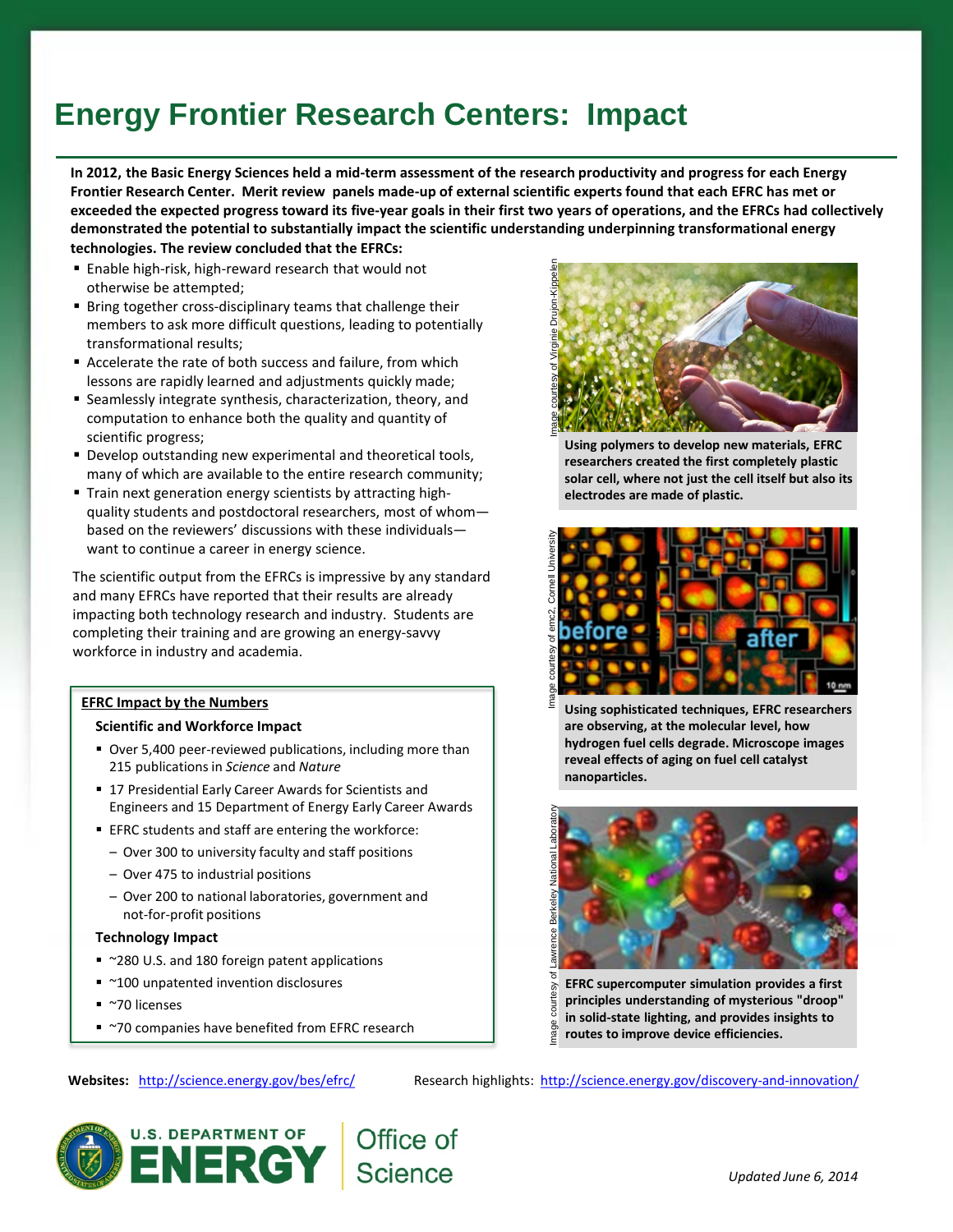# Energy Frontier Research Centers: Impact

**In 2012, the Basic Energy Sciences held a mid-term assessment of the research productivity and progress for each Energy Frontier Research Center. Merit review panels made-up of external scientific experts found that each EFRC has met or exceeded the expected progress toward its five-year goals in their first two years of operations, and the EFRCs had collectively demonstrated the potential to substantially impact the scientific understanding underpinning transformational energy technologies. The review concluded that the EFRCs:**

- Enable high-risk, high-reward research that would not otherwise be attempted;
- Bring together cross-disciplinary teams that challenge their members to ask more difficult questions, leading to potentially transformational results;
- Accelerate the rate of both success and failure, from which lessons are rapidly learned and adjustments quickly made;
- Seamlessly integrate synthesis, characterization, theory, and computation to enhance both the quality and quantity of scientific progress;
- Develop outstanding new experimental and theoretical tools, many of which are available to the entire research community;
- Train next generation energy scientists by attracting high-quality students and postdoctoral researchers, most of whom—based on the reviewers' discussions with these individuals—want to continue a career in energy science.

The scientific output from the EFRCs is impressive by any standard and many EFRCs have reported that their results are already impacting both technology research and industry. Students are completing their training and are growing an energy-savvy workforce in industry and academia.

**EFRC Impact by the Numbers**

**Scientific and Workforce Impact**

- Over 5,400 peer-reviewed publications, including more than 215 publications in *Science* and *Nature*
- 17 Presidential Early Career Awards for Scientists and Engineers and 15 Department of Energy Early Career Awards
- EFRC students and staff are entering the workforce:
  - Over 300 to university faculty and staff positions
  - Over 475 to industrial positions
  - Over 200 to national laboratories, government and not-for-profit positions

**Technology Impact**

- ~280 U.S. and 180 foreign patent applications
- ~100 unpatented invention disclosures
- ~70 licenses
- ~70 companies have benefited from EFRC research

Image courtesy of Virginie Drujon-Kippelen

**Using polymers to develop new materials, EFRC researchers created the first completely plastic solar cell, where not just the cell itself but also its electrodes are made of plastic.**

Image courtesy of emc2, Cornell University

before

after

10 nm

**Using sophisticated techniques, EFRC researchers are observing, at the molecular level, how hydrogen fuel cells degrade. Microscope images reveal effects of aging on fuel cell catalyst nanoparticles.**

Image courtesy of Lawrence Berkeley National Laboratory

**EFRC supercomputer simulation provides a first principles understanding of mysterious "droop" in solid-state lighting, and provides insights to routes to improve device efficiencies.**

**Websites:** http://science.energy.gov/bes/efrc/ Research highlights: http://science.energy.gov/discovery-and-innovation/

U.S. DEPARTMENT OF ENERGY | Office of Science

*Updated June 6, 2014*